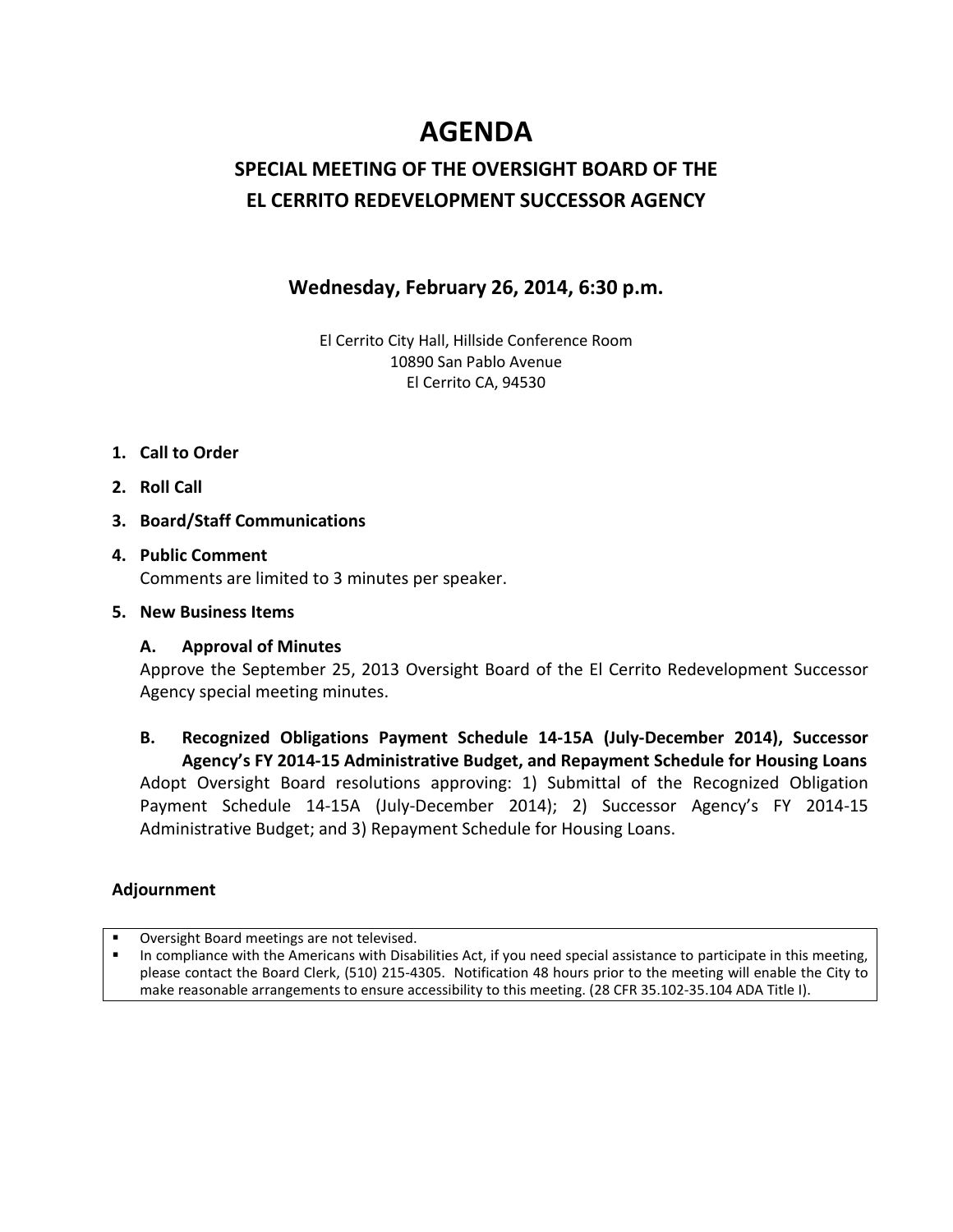# AGENDA

## SPECIAL MEETING OF THE OVERSIGHT BOARD OF THE EL CERRITO REDEVELOPMENT SUCCESSOR AGENCY

### Wednesday, February 26, 2014, 6:30 p.m.

El Cerrito City Hall, Hillside Conference Room
10890 San Pablo Avenue
El Cerrito CA, 94530

1. **Call to Order**
2. **Roll Call**
3. **Board/Staff Communications**
4. **Public Comment**
   Comments are limited to 3 minutes per speaker.
5. **New Business Items**

   **A. Approval of Minutes**
   Approve the September 25, 2013 Oversight Board of the El Cerrito Redevelopment Successor Agency special meeting minutes.

   **B. Recognized Obligations Payment Schedule 14-15A (July-December 2014), Successor Agency's FY 2014-15 Administrative Budget, and Repayment Schedule for Housing Loans**
   Adopt Oversight Board resolutions approving: 1) Submittal of the Recognized Obligation Payment Schedule 14-15A (July-December 2014); 2) Successor Agency's FY 2014-15 Administrative Budget; and 3) Repayment Schedule for Housing Loans.

**Adjournment**

- Oversight Board meetings are not televised.
- In compliance with the Americans with Disabilities Act, if you need special assistance to participate in this meeting, please contact the Board Clerk, (510) 215-4305. Notification 48 hours prior to the meeting will enable the City to make reasonable arrangements to ensure accessibility to this meeting. (28 CFR 35.102-35.104 ADA Title I).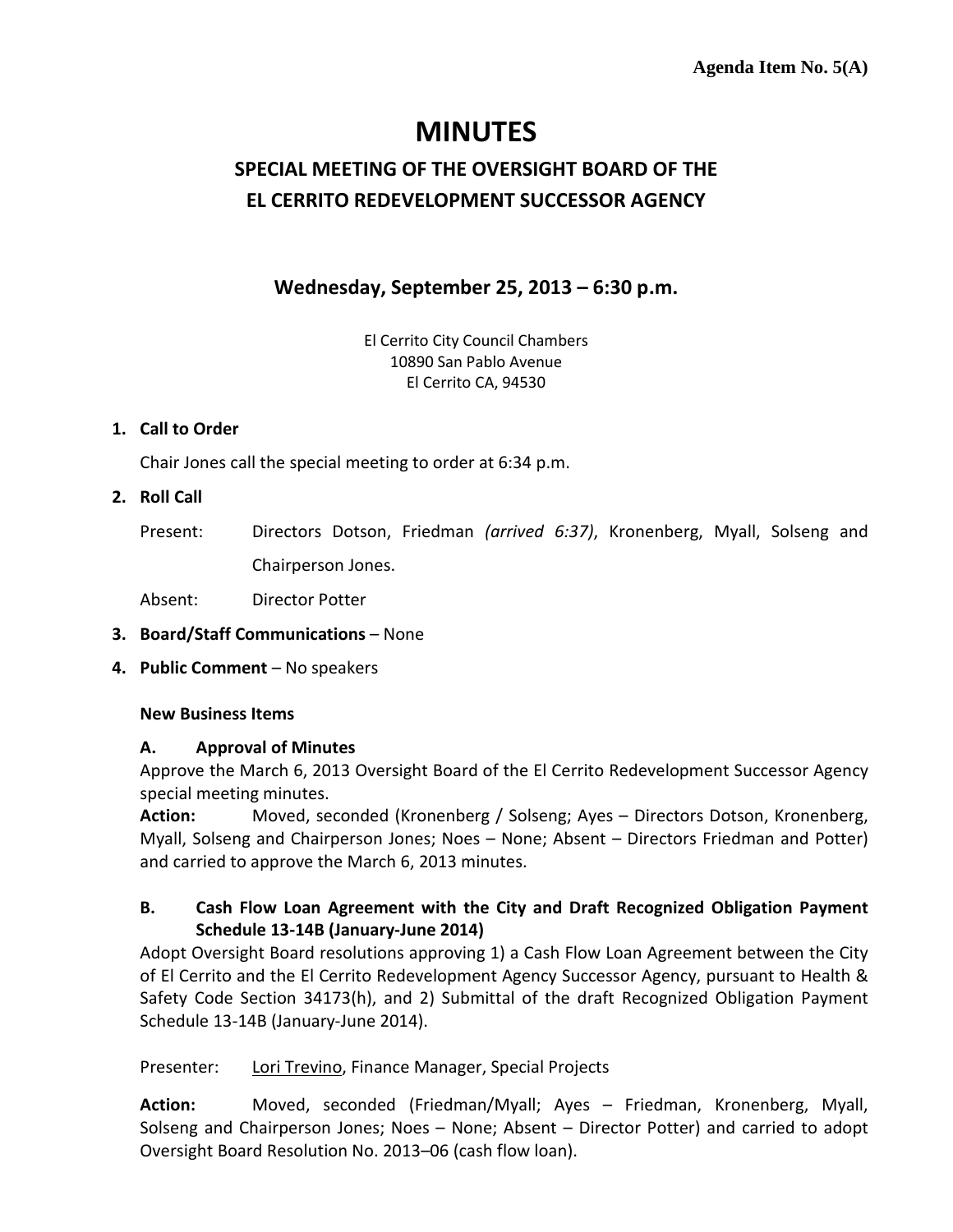**Agenda Item No. 5(A)**

# MINUTES

## SPECIAL MEETING OF THE OVERSIGHT BOARD OF THE EL CERRITO REDEVELOPMENT SUCCESSOR AGENCY

### Wednesday, September 25, 2013 – 6:30 p.m.

El Cerrito City Council Chambers
10890 San Pablo Avenue
El Cerrito CA, 94530

1. **Call to Order**

   Chair Jones call the special meeting to order at 6:34 p.m.

2. **Roll Call**

   Present: Directors Dotson, Friedman *(arrived 6:37)*, Kronenberg, Myall, Solseng and Chairperson Jones.

   Absent: Director Potter

3. **Board/Staff Communications** – None

4. **Public Comment** – No speakers

   **New Business Items**

   **A. Approval of Minutes**

   Approve the March 6, 2013 Oversight Board of the El Cerrito Redevelopment Successor Agency special meeting minutes.

   **Action:** Moved, seconded (Kronenberg / Solseng; Ayes – Directors Dotson, Kronenberg, Myall, Solseng and Chairperson Jones; Noes – None; Absent – Directors Friedman and Potter) and carried to approve the March 6, 2013 minutes.

   **B. Cash Flow Loan Agreement with the City and Draft Recognized Obligation Payment Schedule 13-14B (January-June 2014)**

   Adopt Oversight Board resolutions approving 1) a Cash Flow Loan Agreement between the City of El Cerrito and the El Cerrito Redevelopment Agency Successor Agency, pursuant to Health & Safety Code Section 34173(h), and 2) Submittal of the draft Recognized Obligation Payment Schedule 13-14B (January-June 2014).

   Presenter: Lori Trevino, Finance Manager, Special Projects

   **Action:** Moved, seconded (Friedman/Myall; Ayes – Friedman, Kronenberg, Myall, Solseng and Chairperson Jones; Noes – None; Absent – Director Potter) and carried to adopt Oversight Board Resolution No. 2013–06 (cash flow loan).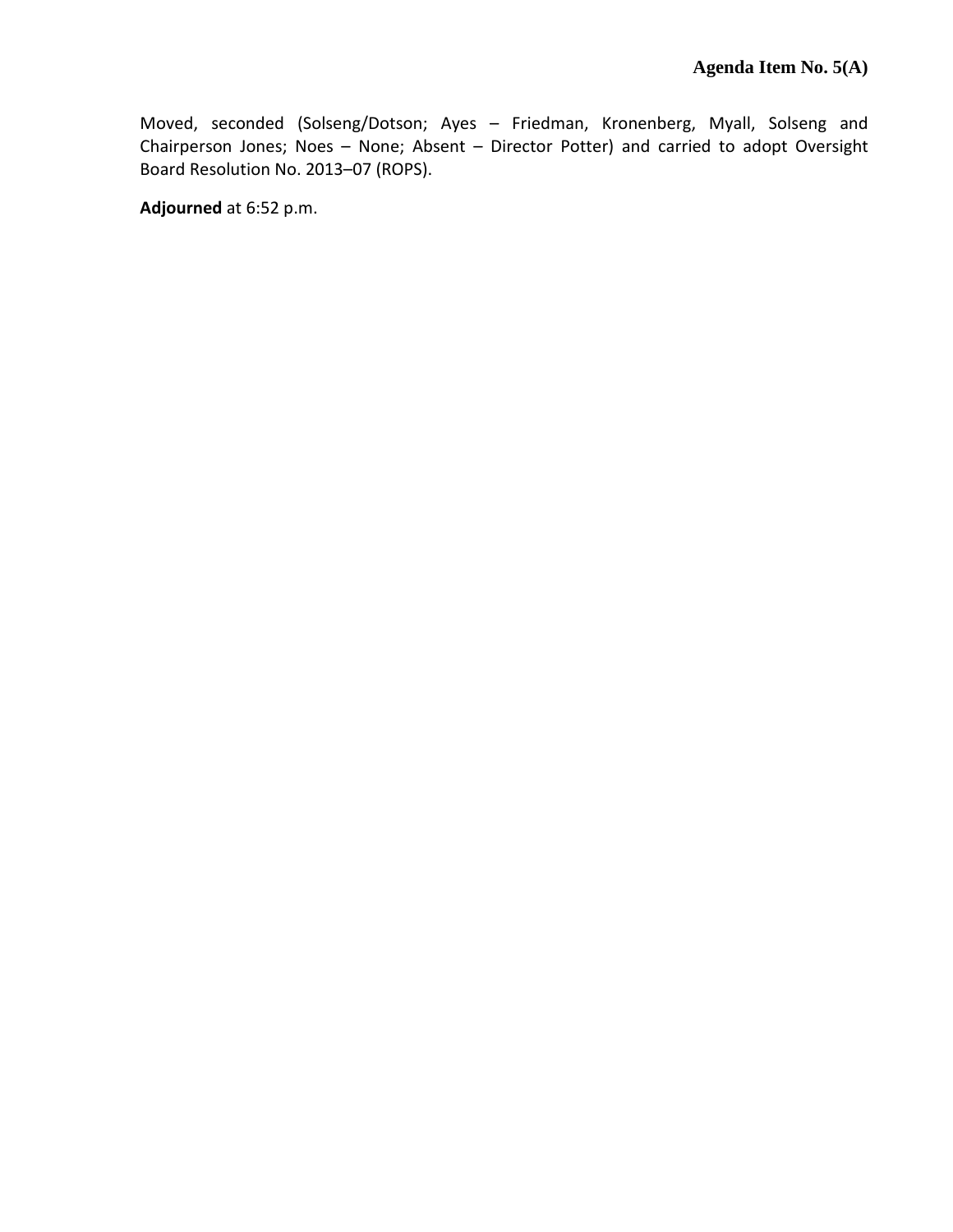Moved, seconded (Solseng/Dotson; Ayes – Friedman, Kronenberg, Myall, Solseng and Chairperson Jones; Noes – None; Absent – Director Potter) and carried to adopt Oversight Board Resolution No. 2013–07 (ROPS).

**Adjourned** at 6:52 p.m.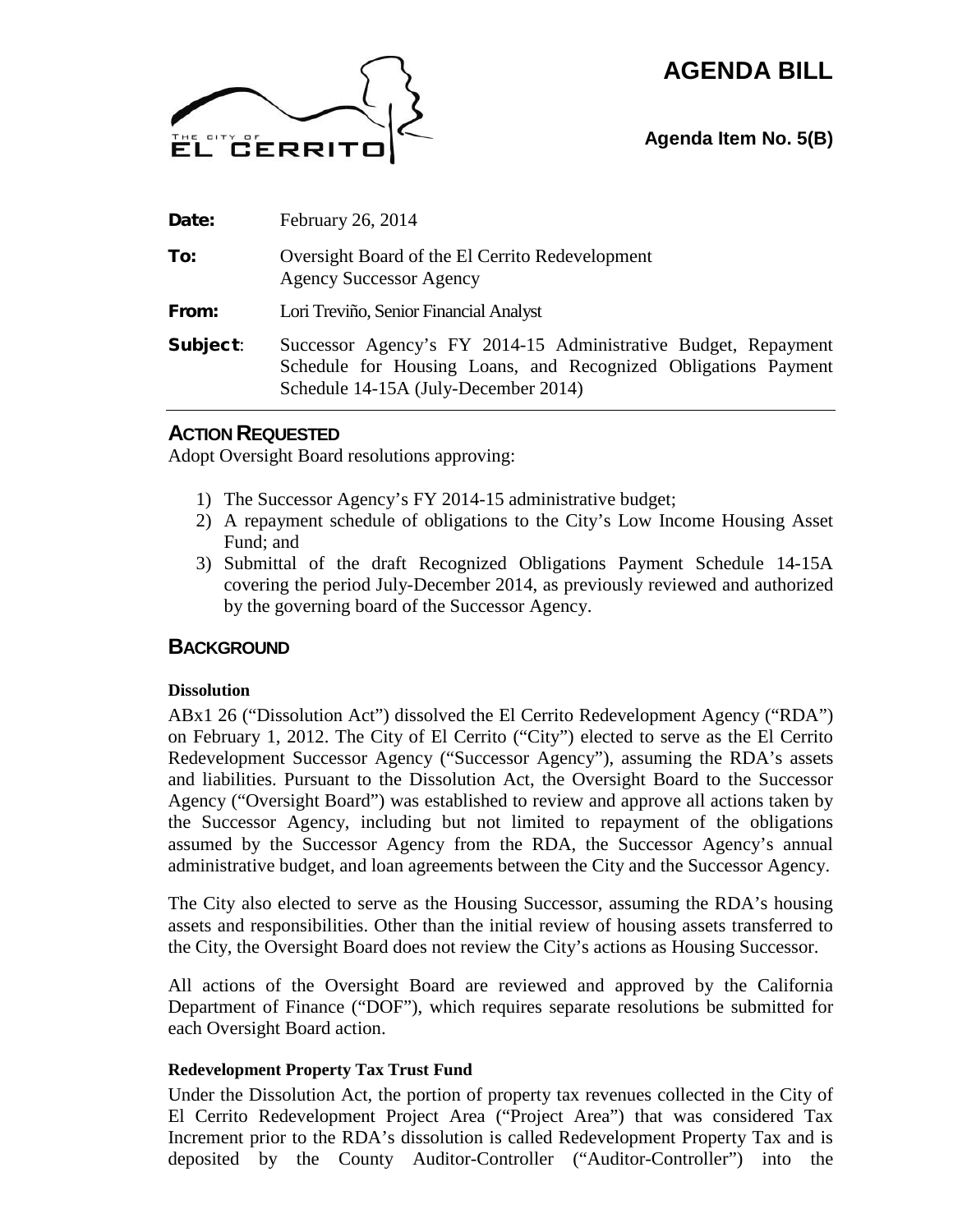# AGENDA BILL

**Agenda Item No. 5(B)**

**Date:** February 26, 2014

**To:** Oversight Board of the El Cerrito Redevelopment Agency Successor Agency

**From:** Lori Treviño, Senior Financial Analyst

**Subject:** Successor Agency's FY 2014-15 Administrative Budget, Repayment Schedule for Housing Loans, and Recognized Obligations Payment Schedule 14-15A (July-December 2014)

## ACTION REQUESTED

Adopt Oversight Board resolutions approving:

1) The Successor Agency's FY 2014-15 administrative budget;
2) A repayment schedule of obligations to the City's Low Income Housing Asset Fund; and
3) Submittal of the draft Recognized Obligations Payment Schedule 14-15A covering the period July-December 2014, as previously reviewed and authorized by the governing board of the Successor Agency.

## BACKGROUND

### Dissolution

ABx1 26 ("Dissolution Act") dissolved the El Cerrito Redevelopment Agency ("RDA") on February 1, 2012. The City of El Cerrito ("City") elected to serve as the El Cerrito Redevelopment Successor Agency ("Successor Agency"), assuming the RDA's assets and liabilities. Pursuant to the Dissolution Act, the Oversight Board to the Successor Agency ("Oversight Board") was established to review and approve all actions taken by the Successor Agency, including but not limited to repayment of the obligations assumed by the Successor Agency from the RDA, the Successor Agency's annual administrative budget, and loan agreements between the City and the Successor Agency.

The City also elected to serve as the Housing Successor, assuming the RDA's housing assets and responsibilities. Other than the initial review of housing assets transferred to the City, the Oversight Board does not review the City's actions as Housing Successor.

All actions of the Oversight Board are reviewed and approved by the California Department of Finance ("DOF"), which requires separate resolutions be submitted for each Oversight Board action.

### Redevelopment Property Tax Trust Fund

Under the Dissolution Act, the portion of property tax revenues collected in the City of El Cerrito Redevelopment Project Area ("Project Area") that was considered Tax Increment prior to the RDA's dissolution is called Redevelopment Property Tax and is deposited by the County Auditor-Controller ("Auditor-Controller") into the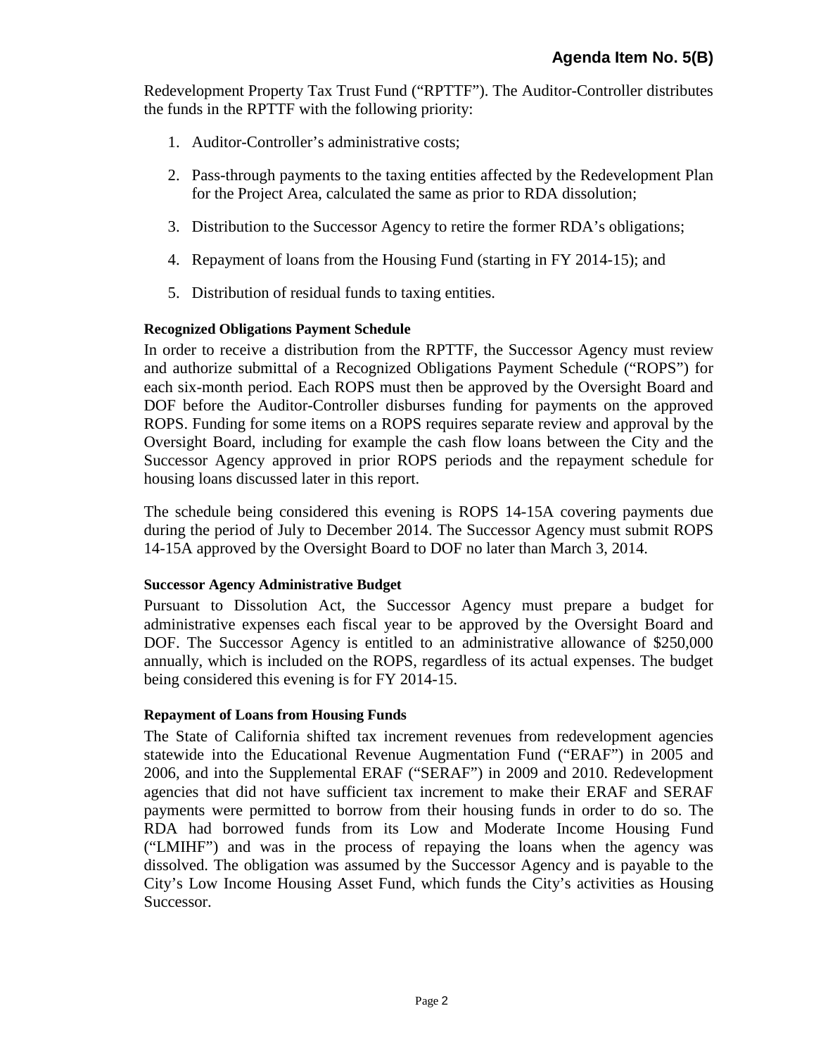Redevelopment Property Tax Trust Fund ("RPTTF"). The Auditor-Controller distributes the funds in the RPTTF with the following priority:

1. Auditor-Controller's administrative costs;
2. Pass-through payments to the taxing entities affected by the Redevelopment Plan for the Project Area, calculated the same as prior to RDA dissolution;
3. Distribution to the Successor Agency to retire the former RDA's obligations;
4. Repayment of loans from the Housing Fund (starting in FY 2014-15); and
5. Distribution of residual funds to taxing entities.

**Recognized Obligations Payment Schedule**

In order to receive a distribution from the RPTTF, the Successor Agency must review and authorize submittal of a Recognized Obligations Payment Schedule ("ROPS") for each six-month period. Each ROPS must then be approved by the Oversight Board and DOF before the Auditor-Controller disburses funding for payments on the approved ROPS. Funding for some items on a ROPS requires separate review and approval by the Oversight Board, including for example the cash flow loans between the City and the Successor Agency approved in prior ROPS periods and the repayment schedule for housing loans discussed later in this report.

The schedule being considered this evening is ROPS 14-15A covering payments due during the period of July to December 2014. The Successor Agency must submit ROPS 14-15A approved by the Oversight Board to DOF no later than March 3, 2014.

**Successor Agency Administrative Budget**

Pursuant to Dissolution Act, the Successor Agency must prepare a budget for administrative expenses each fiscal year to be approved by the Oversight Board and DOF. The Successor Agency is entitled to an administrative allowance of $250,000 annually, which is included on the ROPS, regardless of its actual expenses. The budget being considered this evening is for FY 2014-15.

**Repayment of Loans from Housing Funds**

The State of California shifted tax increment revenues from redevelopment agencies statewide into the Educational Revenue Augmentation Fund ("ERAF") in 2005 and 2006, and into the Supplemental ERAF ("SERAF") in 2009 and 2010. Redevelopment agencies that did not have sufficient tax increment to make their ERAF and SERAF payments were permitted to borrow from their housing funds in order to do so. The RDA had borrowed funds from its Low and Moderate Income Housing Fund ("LMIHF") and was in the process of repaying the loans when the agency was dissolved. The obligation was assumed by the Successor Agency and is payable to the City's Low Income Housing Asset Fund, which funds the City's activities as Housing Successor.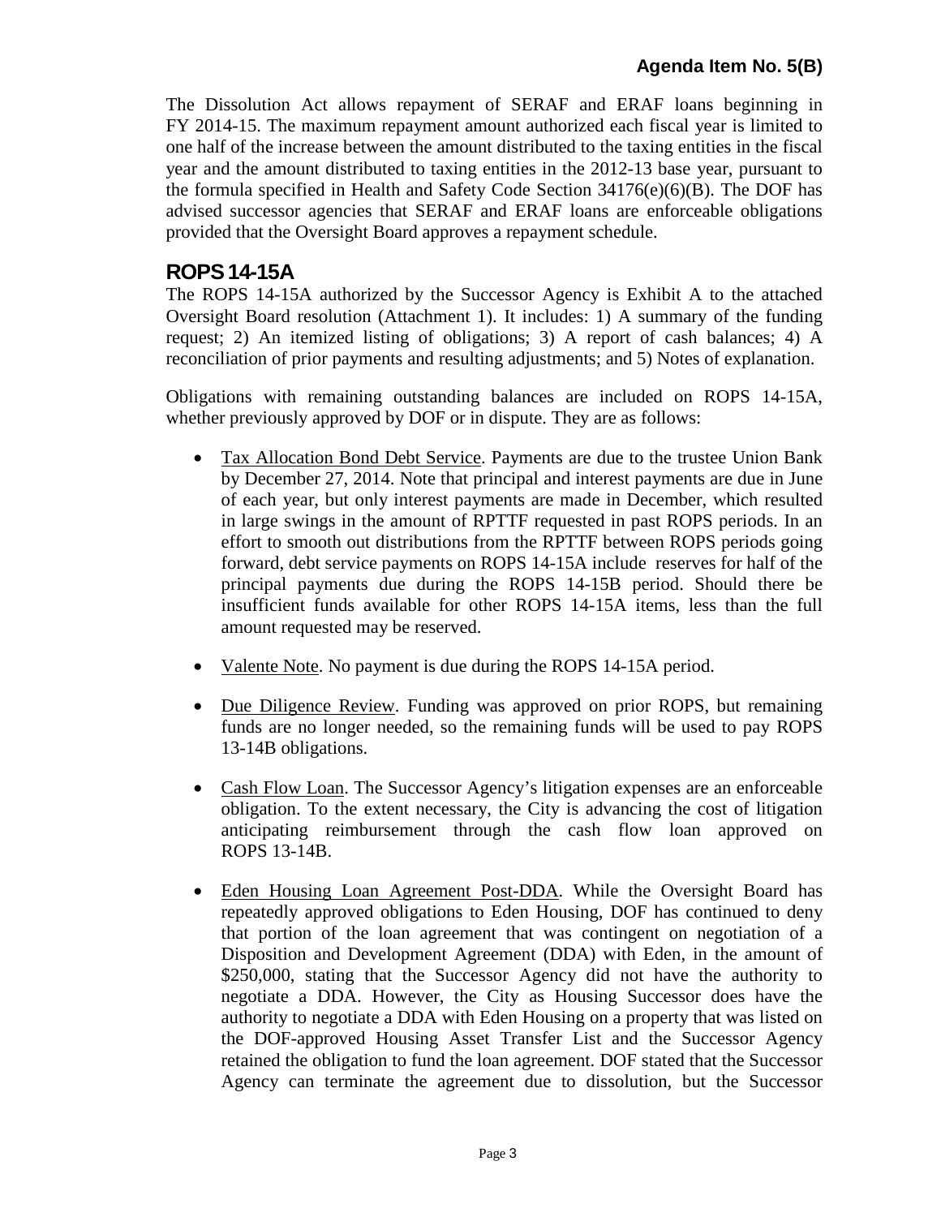The Dissolution Act allows repayment of SERAF and ERAF loans beginning in FY 2014-15. The maximum repayment amount authorized each fiscal year is limited to one half of the increase between the amount distributed to the taxing entities in the fiscal year and the amount distributed to taxing entities in the 2012-13 base year, pursuant to the formula specified in Health and Safety Code Section 34176(e)(6)(B). The DOF has advised successor agencies that SERAF and ERAF loans are enforceable obligations provided that the Oversight Board approves a repayment schedule.

## ROPS 14-15A

The ROPS 14-15A authorized by the Successor Agency is Exhibit A to the attached Oversight Board resolution (Attachment 1). It includes: 1) A summary of the funding request; 2) An itemized listing of obligations; 3) A report of cash balances; 4) A reconciliation of prior payments and resulting adjustments; and 5) Notes of explanation.

Obligations with remaining outstanding balances are included on ROPS 14-15A, whether previously approved by DOF or in dispute. They are as follows:

- Tax Allocation Bond Debt Service. Payments are due to the trustee Union Bank by December 27, 2014. Note that principal and interest payments are due in June of each year, but only interest payments are made in December, which resulted in large swings in the amount of RPTTF requested in past ROPS periods. In an effort to smooth out distributions from the RPTTF between ROPS periods going forward, debt service payments on ROPS 14-15A include reserves for half of the principal payments due during the ROPS 14-15B period. Should there be insufficient funds available for other ROPS 14-15A items, less than the full amount requested may be reserved.

- Valente Note. No payment is due during the ROPS 14-15A period.

- Due Diligence Review. Funding was approved on prior ROPS, but remaining funds are no longer needed, so the remaining funds will be used to pay ROPS 13-14B obligations.

- Cash Flow Loan. The Successor Agency's litigation expenses are an enforceable obligation. To the extent necessary, the City is advancing the cost of litigation anticipating reimbursement through the cash flow loan approved on ROPS 13-14B.

- Eden Housing Loan Agreement Post-DDA. While the Oversight Board has repeatedly approved obligations to Eden Housing, DOF has continued to deny that portion of the loan agreement that was contingent on negotiation of a Disposition and Development Agreement (DDA) with Eden, in the amount of $250,000, stating that the Successor Agency did not have the authority to negotiate a DDA. However, the City as Housing Successor does have the authority to negotiate a DDA with Eden Housing on a property that was listed on the DOF-approved Housing Asset Transfer List and the Successor Agency retained the obligation to fund the loan agreement. DOF stated that the Successor Agency can terminate the agreement due to dissolution, but the Successor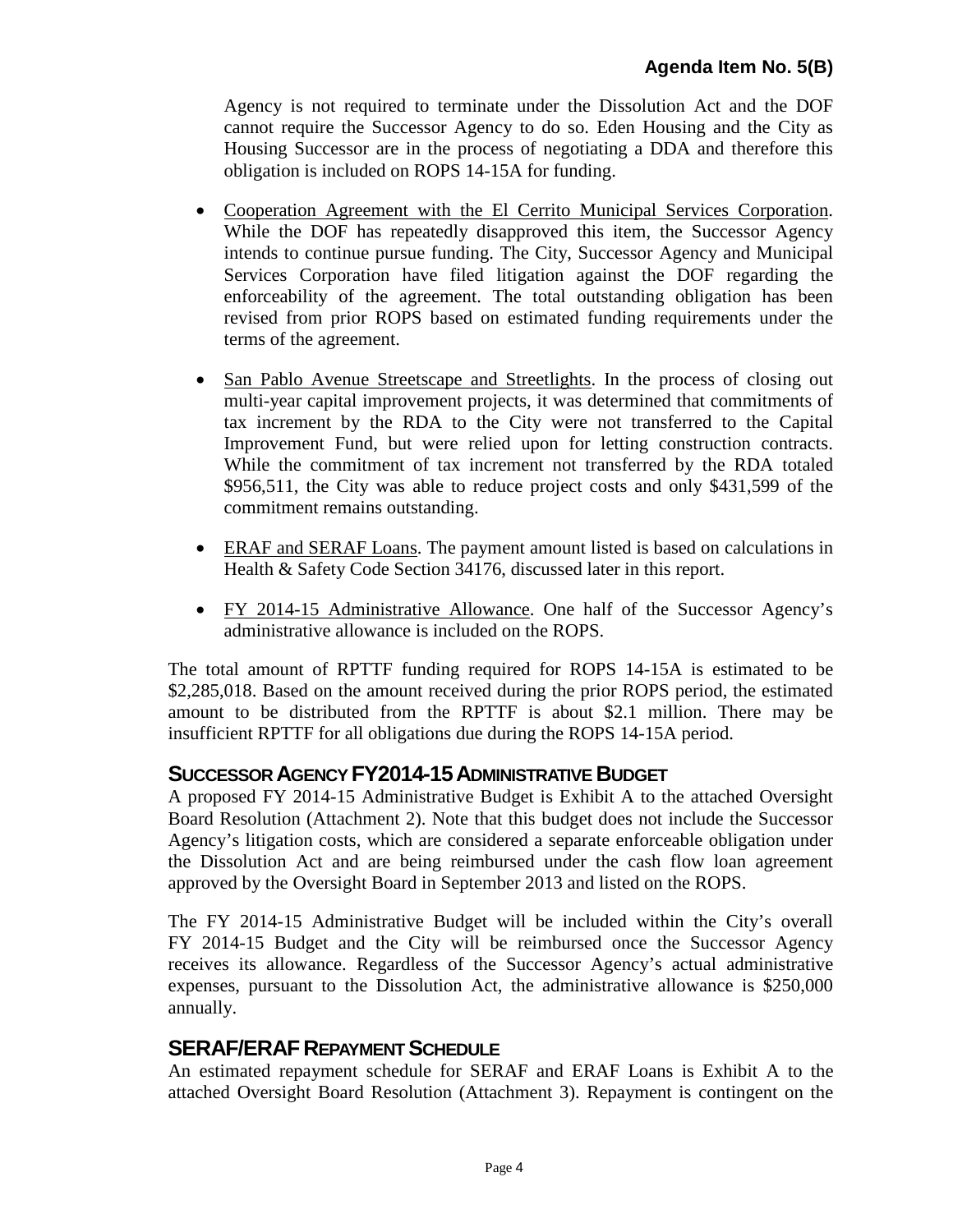Agency is not required to terminate under the Dissolution Act and the DOF cannot require the Successor Agency to do so. Eden Housing and the City as Housing Successor are in the process of negotiating a DDA and therefore this obligation is included on ROPS 14-15A for funding.

- Cooperation Agreement with the El Cerrito Municipal Services Corporation. While the DOF has repeatedly disapproved this item, the Successor Agency intends to continue pursue funding. The City, Successor Agency and Municipal Services Corporation have filed litigation against the DOF regarding the enforceability of the agreement. The total outstanding obligation has been revised from prior ROPS based on estimated funding requirements under the terms of the agreement.

- San Pablo Avenue Streetscape and Streetlights. In the process of closing out multi-year capital improvement projects, it was determined that commitments of tax increment by the RDA to the City were not transferred to the Capital Improvement Fund, but were relied upon for letting construction contracts. While the commitment of tax increment not transferred by the RDA totaled $956,511, the City was able to reduce project costs and only $431,599 of the commitment remains outstanding.

- ERAF and SERAF Loans. The payment amount listed is based on calculations in Health & Safety Code Section 34176, discussed later in this report.

- FY 2014-15 Administrative Allowance. One half of the Successor Agency's administrative allowance is included on the ROPS.

The total amount of RPTTF funding required for ROPS 14-15A is estimated to be $2,285,018. Based on the amount received during the prior ROPS period, the estimated amount to be distributed from the RPTTF is about $2.1 million. There may be insufficient RPTTF for all obligations due during the ROPS 14-15A period.

## SUCCESSOR AGENCY FY2014-15 ADMINISTRATIVE BUDGET

A proposed FY 2014-15 Administrative Budget is Exhibit A to the attached Oversight Board Resolution (Attachment 2). Note that this budget does not include the Successor Agency's litigation costs, which are considered a separate enforceable obligation under the Dissolution Act and are being reimbursed under the cash flow loan agreement approved by the Oversight Board in September 2013 and listed on the ROPS.

The FY 2014-15 Administrative Budget will be included within the City's overall FY 2014-15 Budget and the City will be reimbursed once the Successor Agency receives its allowance. Regardless of the Successor Agency's actual administrative expenses, pursuant to the Dissolution Act, the administrative allowance is $250,000 annually.

## SERAF/ERAF REPAYMENT SCHEDULE

An estimated repayment schedule for SERAF and ERAF Loans is Exhibit A to the attached Oversight Board Resolution (Attachment 3). Repayment is contingent on the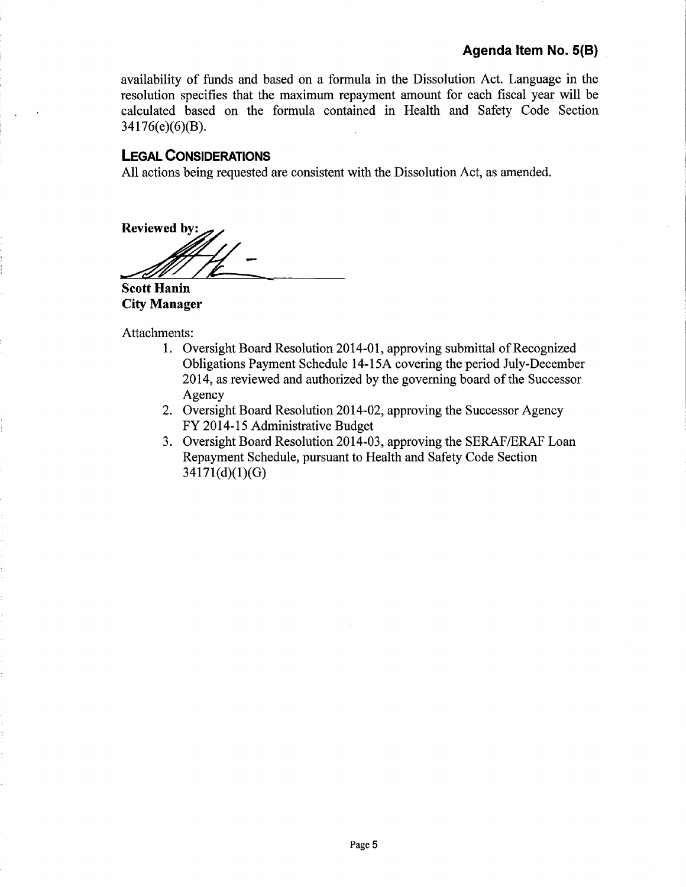availability of funds and based on a formula in the Dissolution Act. Language in the resolution specifies that the maximum repayment amount for each fiscal year will be calculated based on the formula contained in Health and Safety Code Section 34176(e)(6)(B).

## LEGAL CONSIDERATIONS

All actions being requested are consistent with the Dissolution Act, as amended.

**Reviewed by:**

**Scott Hanin**
**City Manager**

Attachments:

1. Oversight Board Resolution 2014-01, approving submittal of Recognized Obligations Payment Schedule 14-15A covering the period July-December 2014, as reviewed and authorized by the governing board of the Successor Agency
2. Oversight Board Resolution 2014-02, approving the Successor Agency FY 2014-15 Administrative Budget
3. Oversight Board Resolution 2014-03, approving the SERAF/ERAF Loan Repayment Schedule, pursuant to Health and Safety Code Section 34171(d)(1)(G)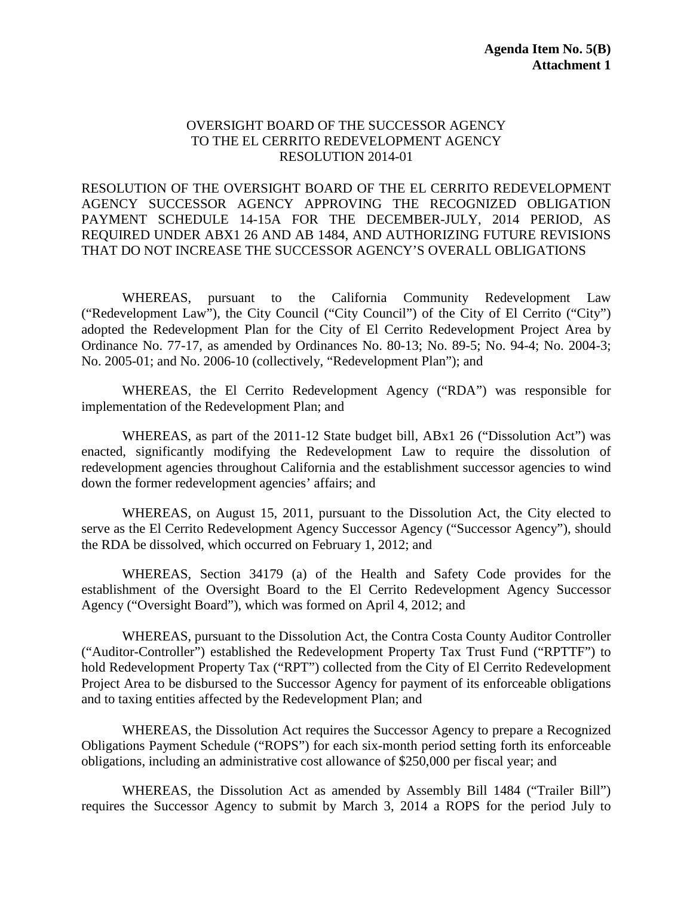**Agenda Item No. 5(B)**
**Attachment 1**

OVERSIGHT BOARD OF THE SUCCESSOR AGENCY
TO THE EL CERRITO REDEVELOPMENT AGENCY
RESOLUTION 2014-01

RESOLUTION OF THE OVERSIGHT BOARD OF THE EL CERRITO REDEVELOPMENT AGENCY SUCCESSOR AGENCY APPROVING THE RECOGNIZED OBLIGATION PAYMENT SCHEDULE 14-15A FOR THE DECEMBER-JULY, 2014 PERIOD, AS REQUIRED UNDER ABX1 26 AND AB 1484, AND AUTHORIZING FUTURE REVISIONS THAT DO NOT INCREASE THE SUCCESSOR AGENCY'S OVERALL OBLIGATIONS

WHEREAS, pursuant to the California Community Redevelopment Law ("Redevelopment Law"), the City Council ("City Council") of the City of El Cerrito ("City") adopted the Redevelopment Plan for the City of El Cerrito Redevelopment Project Area by Ordinance No. 77-17, as amended by Ordinances No. 80-13; No. 89-5; No. 94-4; No. 2004-3; No. 2005-01; and No. 2006-10 (collectively, "Redevelopment Plan"); and

WHEREAS, the El Cerrito Redevelopment Agency ("RDA") was responsible for implementation of the Redevelopment Plan; and

WHEREAS, as part of the 2011-12 State budget bill, ABx1 26 ("Dissolution Act") was enacted, significantly modifying the Redevelopment Law to require the dissolution of redevelopment agencies throughout California and the establishment successor agencies to wind down the former redevelopment agencies' affairs; and

WHEREAS, on August 15, 2011, pursuant to the Dissolution Act, the City elected to serve as the El Cerrito Redevelopment Agency Successor Agency ("Successor Agency"), should the RDA be dissolved, which occurred on February 1, 2012; and

WHEREAS, Section 34179 (a) of the Health and Safety Code provides for the establishment of the Oversight Board to the El Cerrito Redevelopment Agency Successor Agency ("Oversight Board"), which was formed on April 4, 2012; and

WHEREAS, pursuant to the Dissolution Act, the Contra Costa County Auditor Controller ("Auditor-Controller") established the Redevelopment Property Tax Trust Fund ("RPTTF") to hold Redevelopment Property Tax ("RPT") collected from the City of El Cerrito Redevelopment Project Area to be disbursed to the Successor Agency for payment of its enforceable obligations and to taxing entities affected by the Redevelopment Plan; and

WHEREAS, the Dissolution Act requires the Successor Agency to prepare a Recognized Obligations Payment Schedule ("ROPS") for each six-month period setting forth its enforceable obligations, including an administrative cost allowance of $250,000 per fiscal year; and

WHEREAS, the Dissolution Act as amended by Assembly Bill 1484 ("Trailer Bill") requires the Successor Agency to submit by March 3, 2014 a ROPS for the period July to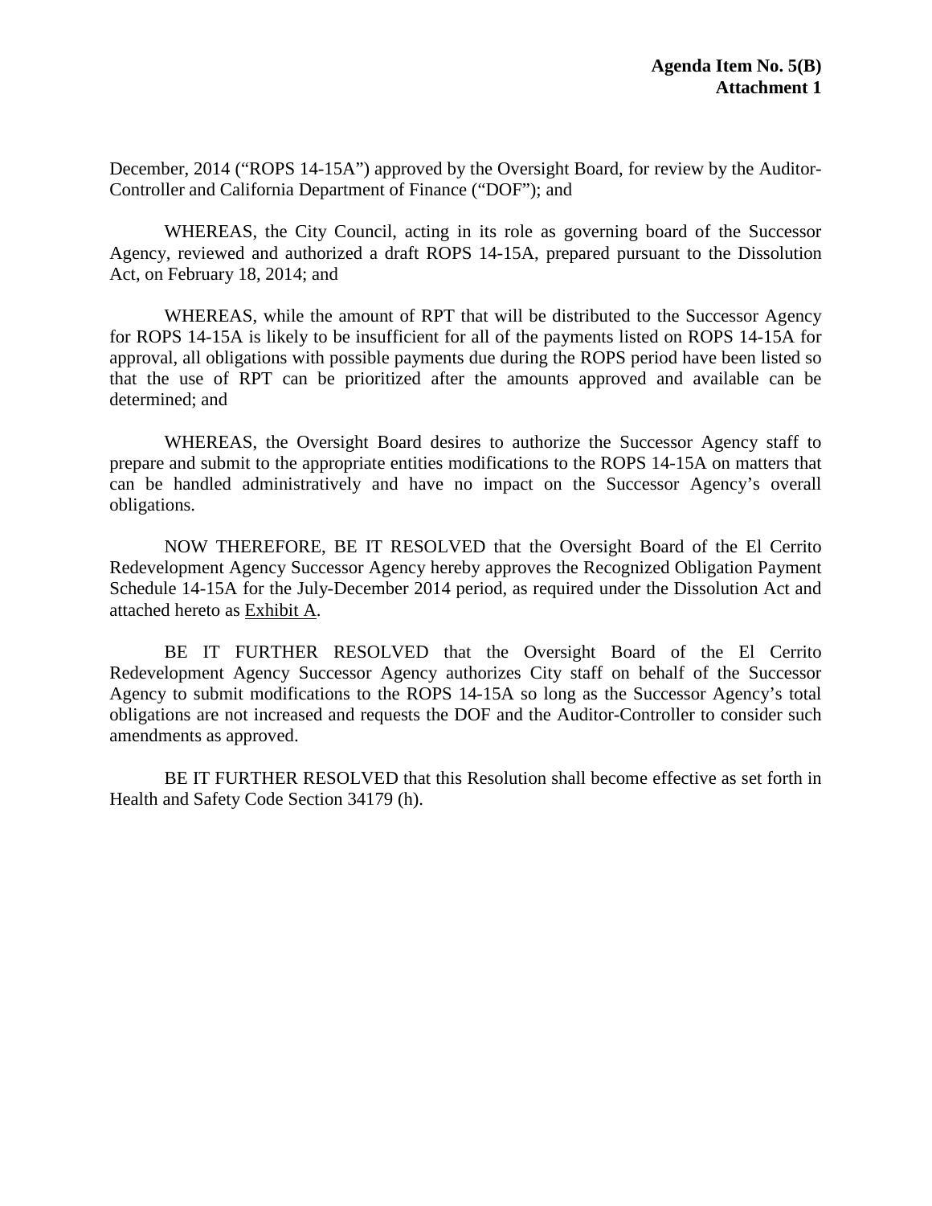**Agenda Item No. 5(B)**
**Attachment 1**

December, 2014 ("ROPS 14-15A") approved by the Oversight Board, for review by the Auditor-Controller and California Department of Finance ("DOF"); and

WHEREAS, the City Council, acting in its role as governing board of the Successor Agency, reviewed and authorized a draft ROPS 14-15A, prepared pursuant to the Dissolution Act, on February 18, 2014; and

WHEREAS, while the amount of RPT that will be distributed to the Successor Agency for ROPS 14-15A is likely to be insufficient for all of the payments listed on ROPS 14-15A for approval, all obligations with possible payments due during the ROPS period have been listed so that the use of RPT can be prioritized after the amounts approved and available can be determined; and

WHEREAS, the Oversight Board desires to authorize the Successor Agency staff to prepare and submit to the appropriate entities modifications to the ROPS 14-15A on matters that can be handled administratively and have no impact on the Successor Agency's overall obligations.

NOW THEREFORE, BE IT RESOLVED that the Oversight Board of the El Cerrito Redevelopment Agency Successor Agency hereby approves the Recognized Obligation Payment Schedule 14-15A for the July-December 2014 period, as required under the Dissolution Act and attached hereto as Exhibit A.

BE IT FURTHER RESOLVED that the Oversight Board of the El Cerrito Redevelopment Agency Successor Agency authorizes City staff on behalf of the Successor Agency to submit modifications to the ROPS 14-15A so long as the Successor Agency's total obligations are not increased and requests the DOF and the Auditor-Controller to consider such amendments as approved.

BE IT FURTHER RESOLVED that this Resolution shall become effective as set forth in Health and Safety Code Section 34179 (h).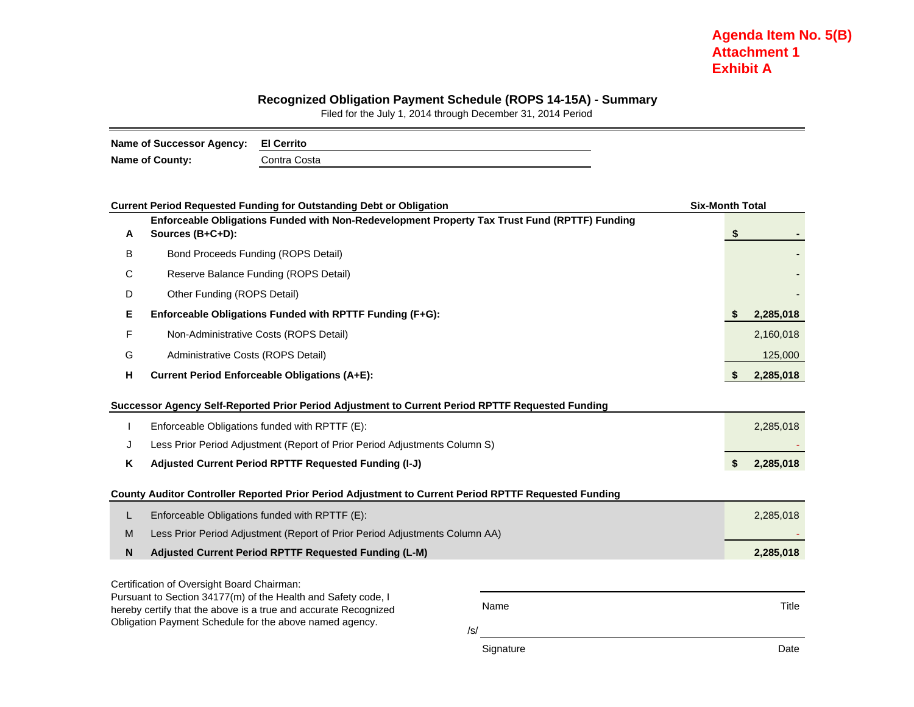**Agenda Item No. 5(B)**
**Attachment 1**
**Exhibit A**

## Recognized Obligation Payment Schedule (ROPS 14-15A) - Summary

Filed for the July 1, 2014 through December 31, 2014 Period

**Name of Successor Agency:** **El Cerrito**
**Name of County:** Contra Costa

| | **Current Period Requested Funding for Outstanding Debt or Obligation** | **Six-Month Total** |
|---|---|---|
| **A** | **Enforceable Obligations Funded with Non-Redevelopment Property Tax Trust Fund (RPTTF) Funding Sources (B+C+D):** | **$ -** |
| B | Bond Proceeds Funding (ROPS Detail) | - |
| C | Reserve Balance Funding (ROPS Detail) | - |
| D | Other Funding (ROPS Detail) | - |
| **E** | **Enforceable Obligations Funded with RPTTF Funding (F+G):** | **$ 2,285,018** |
| F | Non-Administrative Costs (ROPS Detail) | 2,160,018 |
| G | Administrative Costs (ROPS Detail) | 125,000 |
| **H** | **Current Period Enforceable Obligations (A+E):** | **$ 2,285,018** |
| | **Successor Agency Self-Reported Prior Period Adjustment to Current Period RPTTF Requested Funding** | |
| I | Enforceable Obligations funded with RPTTF (E): | 2,285,018 |
| J | Less Prior Period Adjustment (Report of Prior Period Adjustments Column S) | - |
| **K** | **Adjusted Current Period RPTTF Requested Funding (I-J)** | **$ 2,285,018** |
| | **County Auditor Controller Reported Prior Period Adjustment to Current Period RPTTF Requested Funding** | |
| L | Enforceable Obligations funded with RPTTF (E): | 2,285,018 |
| M | Less Prior Period Adjustment (Report of Prior Period Adjustments Column AA) | - |
| **N** | **Adjusted Current Period RPTTF Requested Funding (L-M)** | **2,285,018** |

Certification of Oversight Board Chairman:
Pursuant to Section 34177(m) of the Health and Safety code, I hereby certify that the above is a true and accurate Recognized Obligation Payment Schedule for the above named agency.

Name ____________________ Title

/s/ ____________________

Signature ____________________ Date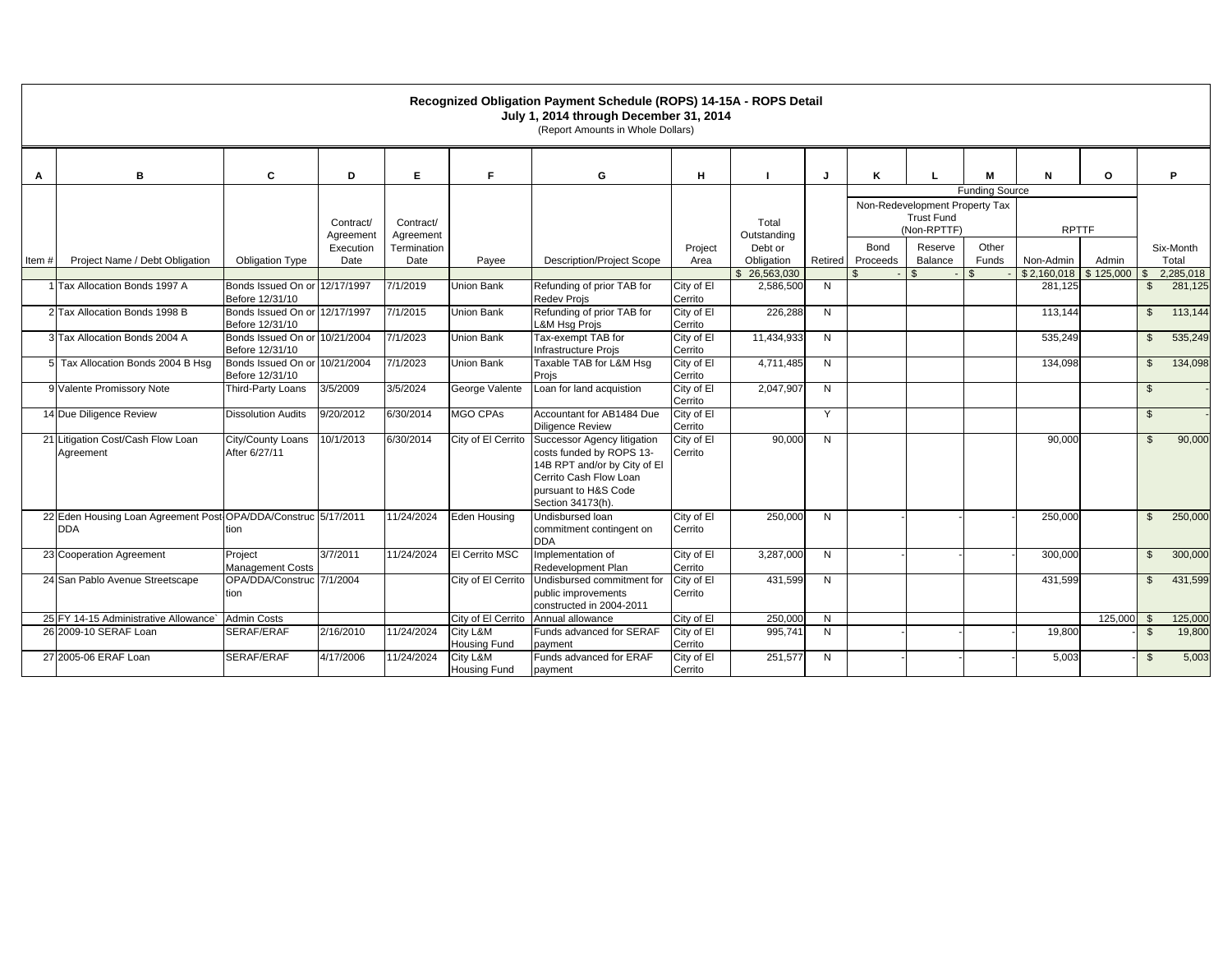# Recognized Obligation Payment Schedule (ROPS) 14-15A - ROPS Detail

**July 1, 2014 through December 31, 2014**

(Report Amounts in Whole Dollars)

| A | B | C | D | E | F | G | H | I | J | K | L | M | N | O | P |
|---|---|---|---|---|---|---|---|---|---|---|---|---|---|---|---|
| | | | | | | | | | | Funding Source | | | | | |
| | | | | | | | | | | Non-Redevelopment Property Tax Trust Fund (Non-RPTTF) | | | RPTTF | | |
| Item # | Project Name / Debt Obligation | Obligation Type | Contract/ Agreement Execution Date | Contract/ Agreement Termination Date | Payee | Description/Project Scope | Project Area | Total Outstanding Debt or Obligation | Retired | Bond Proceeds | Reserve Balance | Other Funds | Non-Admin | Admin | Six-Month Total |
| | | | | | | | | $ 26,563,030 | | $ - | $ - | $ - | $ 2,160,018 | $ 125,000 | $ 2,285,018 |
| 1 | Tax Allocation Bonds 1997 A | Bonds Issued On or Before 12/31/10 | 12/17/1997 | 7/1/2019 | Union Bank | Refunding of prior TAB for Redev Projs | City of El Cerrito | 2,586,500 | N | | | | 281,125 | | $ 281,125 |
| 2 | Tax Allocation Bonds 1998 B | Bonds Issued On or Before 12/31/10 | 12/17/1997 | 7/1/2015 | Union Bank | Refunding of prior TAB for L&M Hsg Projs | City of El Cerrito | 226,288 | N | | | | 113,144 | | $ 113,144 |
| 3 | Tax Allocation Bonds 2004 A | Bonds Issued On or Before 12/31/10 | 10/21/2004 | 7/1/2023 | Union Bank | Tax-exempt TAB for Infrastructure Projs | City of El Cerrito | 11,434,933 | N | | | | 535,249 | | $ 535,249 |
| 5 | Tax Allocation Bonds 2004 B Hsg | Bonds Issued On or Before 12/31/10 | 10/21/2004 | 7/1/2023 | Union Bank | Taxable TAB for L&M Hsg Projs | City of El Cerrito | 4,711,485 | N | | | | 134,098 | | $ 134,098 |
| 9 | Valente Promissory Note | Third-Party Loans | 3/5/2009 | 3/5/2024 | George Valente | Loan for land acquistion | City of El Cerrito | 2,047,907 | N | | | | | | $ - |
| 14 | Due Diligence Review | Dissolution Audits | 9/20/2012 | 6/30/2014 | MGO CPAs | Accountant for AB1484 Due Diligence Review | City of El Cerrito | | Y | | | | | | $ - |
| 21 | Litigation Cost/Cash Flow Loan Agreement | City/County Loans After 6/27/11 | 10/1/2013 | 6/30/2014 | City of El Cerrito | Successor Agency litigation costs funded by ROPS 13-14B RPT and/or by City of El Cerrito Cash Flow Loan pursuant to H&S Code Section 34173(h). | City of El Cerrito | 90,000 | N | | | | 90,000 | | $ 90,000 |
| 22 | Eden Housing Loan Agreement Post-DDA | OPA/DDA/Construction | 5/17/2011 | 11/24/2024 | Eden Housing | Undisbursed loan commitment contingent on DDA | City of El Cerrito | 250,000 | N | - | - | - | 250,000 | | $ 250,000 |
| 23 | Cooperation Agreement | Project Management Costs | 3/7/2011 | 11/24/2024 | El Cerrito MSC | Implementation of Redevelopment Plan | City of El Cerrito | 3,287,000 | N | - | - | - | 300,000 | | $ 300,000 |
| 24 | San Pablo Avenue Streetscape | OPA/DDA/Construction | 7/1/2004 | | City of El Cerrito | Undisbursed commitment for public improvements constructed in 2004-2011 | City of El Cerrito | 431,599 | N | | | | 431,599 | | $ 431,599 |
| 25 | FY 14-15 Administrative Allowance` | Admin Costs | | | City of El Cerrito | Annual allowance | City of El | 250,000 | N | | | | | 125,000 | $ 125,000 |
| 26 | 2009-10 SERAF Loan | SERAF/ERAF | 2/16/2010 | 11/24/2024 | City L&M Housing Fund | Funds advanced for SERAF payment | City of El Cerrito | 995,741 | N | - | - | - | 19,800 | - | $ 19,800 |
| 27 | 2005-06 ERAF Loan | SERAF/ERAF | 4/17/2006 | 11/24/2024 | City L&M Housing Fund | Funds advanced for ERAF payment | City of El Cerrito | 251,577 | N | - | - | - | 5,003 | - | $ 5,003 |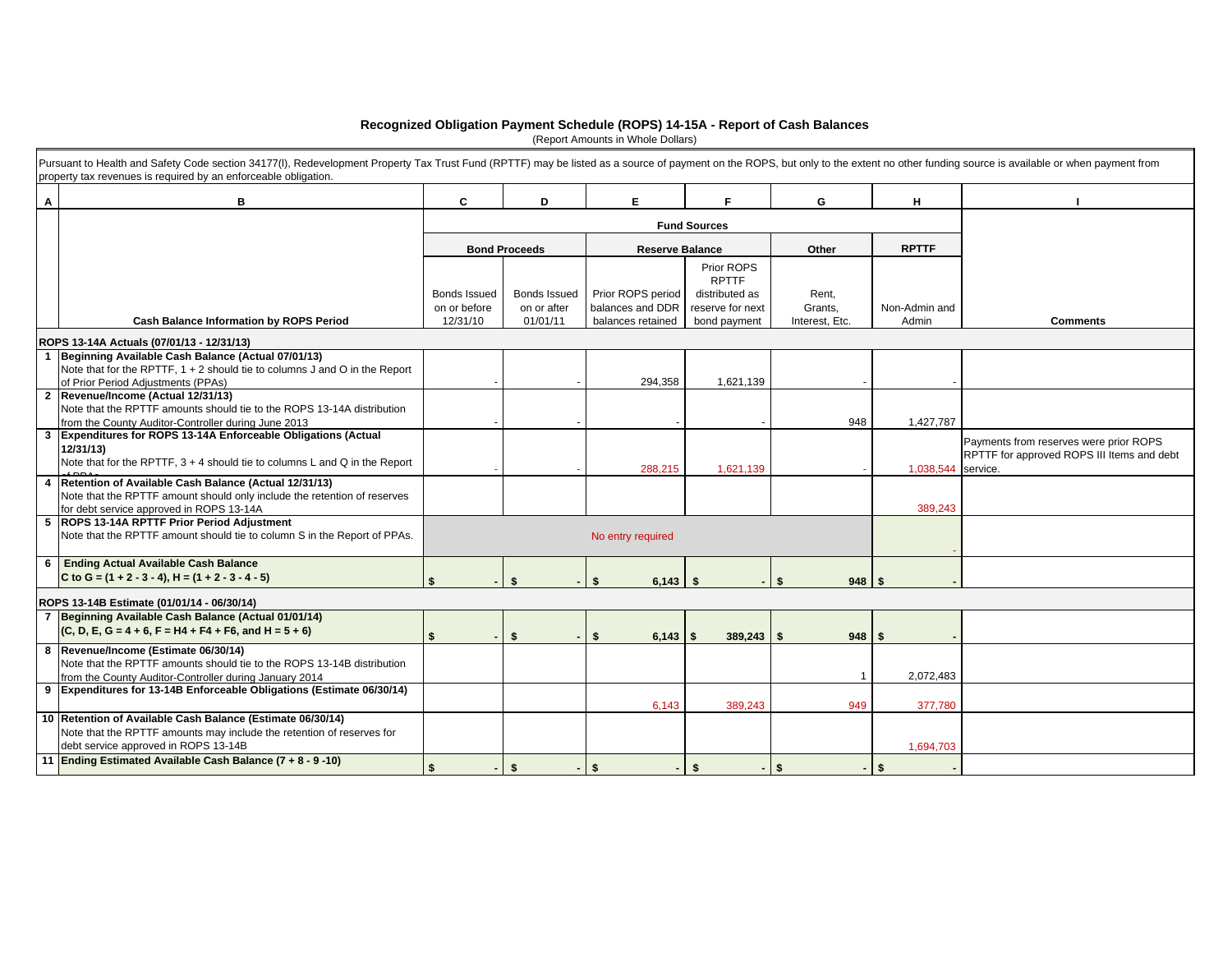# Recognized Obligation Payment Schedule (ROPS) 14-15A - Report of Cash Balances

(Report Amounts in Whole Dollars)

Pursuant to Health and Safety Code section 34177(l), Redevelopment Property Tax Trust Fund (RPTTF) may be listed as a source of payment on the ROPS, but only to the extent no other funding source is available or when payment from property tax revenues is required by an enforceable obligation.

| A | B | C | D | E | F | G | H | I |
|---|---|---|---|---|---|---|---|---|
| | | Fund Sources | | | | | | |
| | | Bond Proceeds | | Reserve Balance | | Other | RPTTF | |
| | Cash Balance Information by ROPS Period | Bonds Issued on or before 12/31/10 | Bonds Issued on or after 01/01/11 | Prior ROPS period balances and DDR balances retained | Prior ROPS RPTTF distributed as reserve for next bond payment | Rent, Grants, Interest, Etc. | Non-Admin and Admin | Comments |
| | **ROPS 13-14A Actuals (07/01/13 - 12/31/13)** | | | | | | | |
| 1 | **Beginning Available Cash Balance (Actual 07/01/13)** Note that for the RPTTF, 1 + 2 should tie to columns J and O in the Report of Prior Period Adjustments (PPAs) | - | - | 294,358 | 1,621,139 | - | - | |
| 2 | **Revenue/Income (Actual 12/31/13)** Note that the RPTTF amounts should tie to the ROPS 13-14A distribution from the County Auditor-Controller during June 2013 | - | - | - | - | 948 | 1,427,787 | |
| 3 | **Expenditures for ROPS 13-14A Enforceable Obligations (Actual 12/31/13)** Note that for the RPTTF, 3 + 4 should tie to columns L and Q in the Report of PPAs | - | - | 288,215 | 1,621,139 | - | 1,038,544 | Payments from reserves were prior ROPS RPTTF for approved ROPS III Items and debt service. |
| 4 | **Retention of Available Cash Balance (Actual 12/31/13)** Note that the RPTTF amount should only include the retention of reserves for debt service approved in ROPS 13-14A | | | | | | 389,243 | |
| 5 | **ROPS 13-14A RPTTF Prior Period Adjustment** Note that the RPTTF amount should tie to column S in the Report of PPAs. | No entry required | | | | | - | |
| 6 | **Ending Actual Available Cash Balance C to G = (1 + 2 - 3 - 4), H = (1 + 2 - 3 - 4 - 5)** | **$ -** | **$ -** | **$ 6,143** | **$ -** | **$ 948** | **$ -** | |
| | **ROPS 13-14B Estimate (01/01/14 - 06/30/14)** | | | | | | | |
| 7 | **Beginning Available Cash Balance (Actual 01/01/14) (C, D, E, G = 4 + 6, F = H4 + F4 + F6, and H = 5 + 6)** | **$ -** | **$ -** | **$ 6,143** | **$ 389,243** | **$ 948** | **$ -** | |
| 8 | **Revenue/Income (Estimate 06/30/14)** Note that the RPTTF amounts should tie to the ROPS 13-14B distribution from the County Auditor-Controller during January 2014 | | | | | 1 | 2,072,483 | |
| 9 | **Expenditures for 13-14B Enforceable Obligations (Estimate 06/30/14)** | | | 6,143 | 389,243 | 949 | 377,780 | |
| 10 | **Retention of Available Cash Balance (Estimate 06/30/14)** Note that the RPTTF amounts may include the retention of reserves for debt service approved in ROPS 13-14B | | | | | | 1,694,703 | |
| 11 | **Ending Estimated Available Cash Balance (7 + 8 - 9 -10)** | **$ -** | **$ -** | **$ -** | **$ -** | **$ -** | **$ -** | |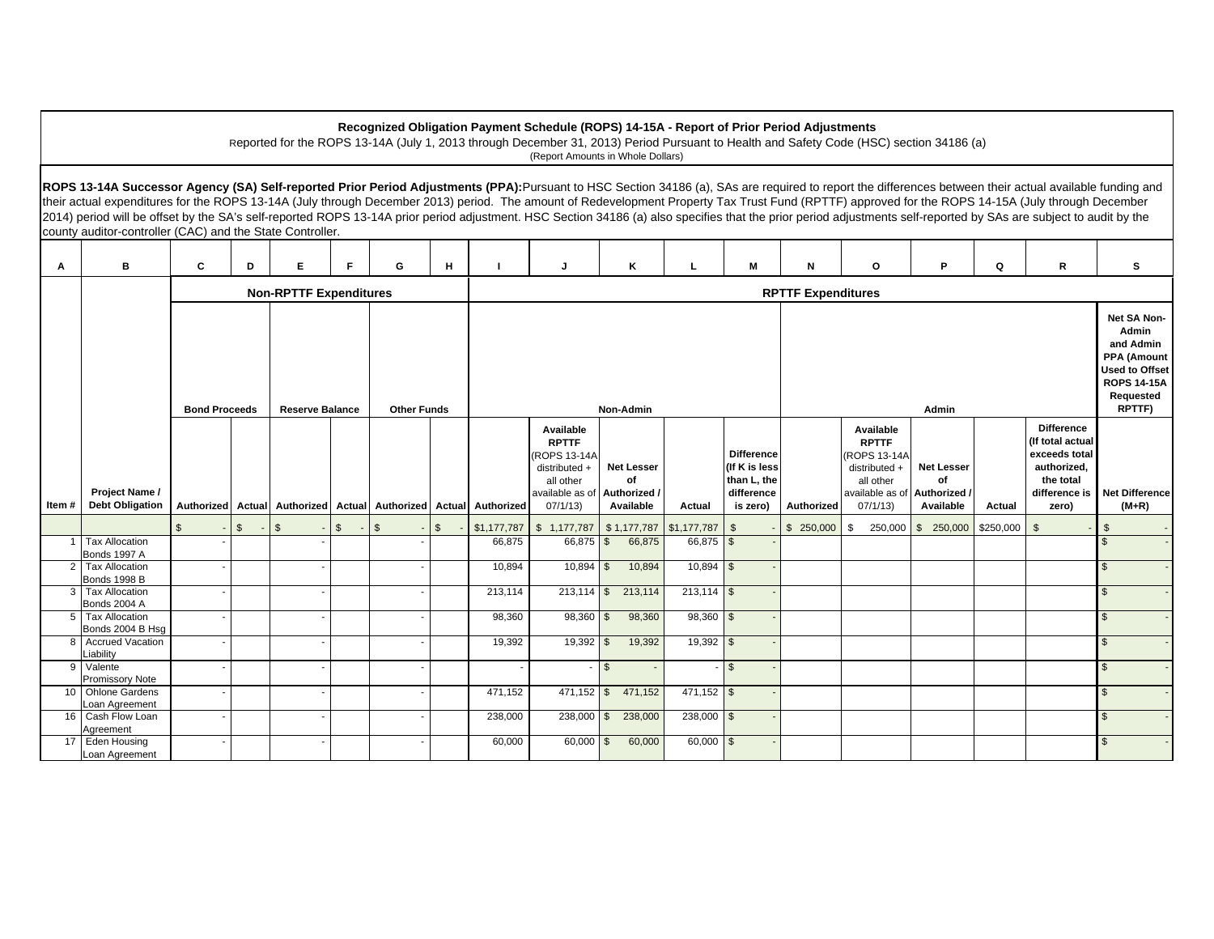**Recognized Obligation Payment Schedule (ROPS) 14-15A - Report of Prior Period Adjustments**

Reported for the ROPS 13-14A (July 1, 2013 through December 31, 2013) Period Pursuant to Health and Safety Code (HSC) section 34186 (a)

(Report Amounts in Whole Dollars)

**ROPS 13-14A Successor Agency (SA) Self-reported Prior Period Adjustments (PPA):** Pursuant to HSC Section 34186 (a), SAs are required to report the differences between their actual available funding and their actual expenditures for the ROPS 13-14A (July through December 2013) period. The amount of Redevelopment Property Tax Trust Fund (RPTTF) approved for the ROPS 14-15A (July through December 2014) period will be offset by the SA's self-reported ROPS 13-14A prior period adjustment. HSC Section 34186 (a) also specifies that the prior period adjustments self-reported by SAs are subject to audit by the county auditor-controller (CAC) and the State Controller.

| A | B | C | D | E | F | G | H | I | J | K | L | M | N | O | P | Q | R | S |
|---|---|---|---|---|---|---|---|---|---|---|---|---|---|---|---|---|---|---|
| | | Non-RPTTF Expenditures | | | | | | RPTTF Expenditures | | | | | | | | | | |
| | | Bond Proceeds | | Reserve Balance | | Other Funds | | Non-Admin | | | | | Admin | | | | | Net SA Non-Admin and Admin PPA (Amount Used to Offset ROPS 14-15A Requested RPTTF) |
| Item # | Project Name / Debt Obligation | Authorized | Actual | Authorized | Actual | Authorized | Actual | Authorized | Available RPTTF (ROPS 13-14A distributed + all other available as of 07/1/13) | Net Lesser of Authorized / Available | Actual | Difference (If K is less than L, the difference is zero) | Authorized | Available RPTTF (ROPS 13-14A distributed + all other available as of 07/1/13) | Net Lesser of Authorized / Available | Actual | Difference (If total actual exceeds total authorized, the total difference is zero) | Net Difference (M+R) |
| | | $ - | $ - | $ - | $ - | $ - | $ - | $1,177,787 | $ 1,177,787 | $ 1,177,787 | $1,177,787 | $ - | $ 250,000 | $ 250,000 | $ 250,000 | $250,000 | $ - | $ - |
| 1 | Tax Allocation Bonds 1997 A | - | | - | | - | | 66,875 | 66,875 | $ 66,875 | 66,875 | $ - | | | | | | $ - |
| 2 | Tax Allocation Bonds 1998 B | - | | - | | - | | 10,894 | 10,894 | $ 10,894 | 10,894 | $ - | | | | | | $ - |
| 3 | Tax Allocation Bonds 2004 A | - | | - | | - | | 213,114 | 213,114 | $ 213,114 | 213,114 | $ - | | | | | | $ - |
| 5 | Tax Allocation Bonds 2004 B Hsg | - | | - | | - | | 98,360 | 98,360 | $ 98,360 | 98,360 | $ - | | | | | | $ - |
| 8 | Accrued Vacation Liability | - | | - | | - | | 19,392 | 19,392 | $ 19,392 | 19,392 | $ - | | | | | | $ - |
| 9 | Valente Promissory Note | - | | - | | - | | - | - | $ - | - | $ - | | | | | | $ - |
| 10 | Ohlone Gardens Loan Agreement | - | | - | | - | | 471,152 | 471,152 | $ 471,152 | 471,152 | $ - | | | | | | $ - |
| 16 | Cash Flow Loan Agreement | - | | - | | - | | 238,000 | 238,000 | $ 238,000 | 238,000 | $ - | | | | | | $ - |
| 17 | Eden Housing Loan Agreement | - | | - | | - | | 60,000 | 60,000 | $ 60,000 | 60,000 | $ - | | | | | | $ - |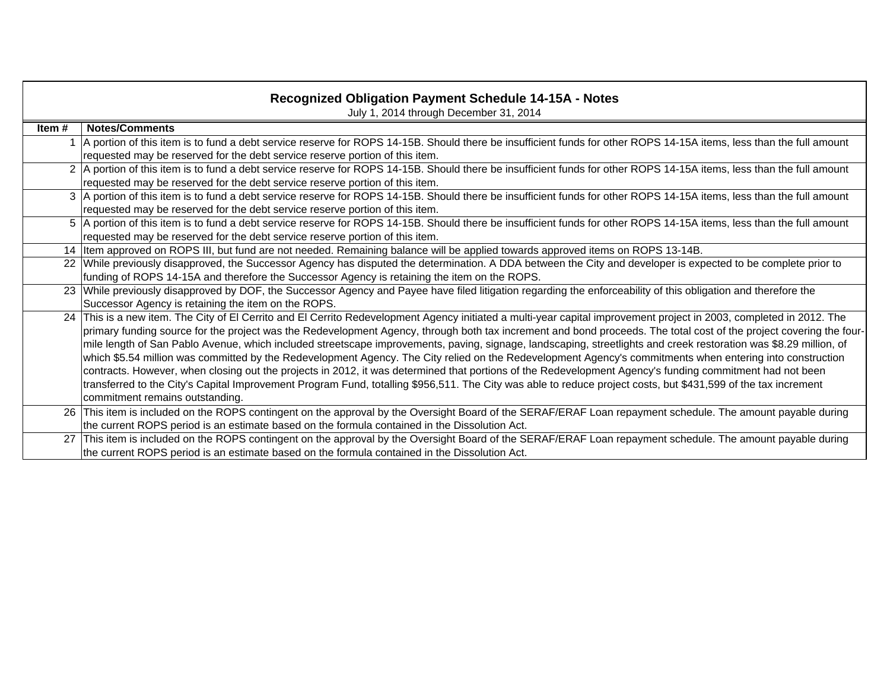## Recognized Obligation Payment Schedule 14-15A - Notes

July 1, 2014 through December 31, 2014

| Item # | Notes/Comments |
|---|---|
| 1 | A portion of this item is to fund a debt service reserve for ROPS 14-15B. Should there be insufficient funds for other ROPS 14-15A items, less than the full amount requested may be reserved for the debt service reserve portion of this item. |
| 2 | A portion of this item is to fund a debt service reserve for ROPS 14-15B. Should there be insufficient funds for other ROPS 14-15A items, less than the full amount requested may be reserved for the debt service reserve portion of this item. |
| 3 | A portion of this item is to fund a debt service reserve for ROPS 14-15B. Should there be insufficient funds for other ROPS 14-15A items, less than the full amount requested may be reserved for the debt service reserve portion of this item. |
| 5 | A portion of this item is to fund a debt service reserve for ROPS 14-15B. Should there be insufficient funds for other ROPS 14-15A items, less than the full amount requested may be reserved for the debt service reserve portion of this item. |
| 14 | Item approved on ROPS III, but fund are not needed. Remaining balance will be applied towards approved items on ROPS 13-14B. |
| 22 | While previously disapproved, the Successor Agency has disputed the determination. A DDA between the City and developer is expected to be complete prior to funding of ROPS 14-15A and therefore the Successor Agency is retaining the item on the ROPS. |
| 23 | While previously disapproved by DOF, the Successor Agency and Payee have filed litigation regarding the enforceability of this obligation and therefore the Successor Agency is retaining the item on the ROPS. |
| 24 | This is a new item. The City of El Cerrito and El Cerrito Redevelopment Agency initiated a multi-year capital improvement project in 2003, completed in 2012. The primary funding source for the project was the Redevelopment Agency, through both tax increment and bond proceeds. The total cost of the project covering the four-mile length of San Pablo Avenue, which included streetscape improvements, paving, signage, landscaping, streetlights and creek restoration was $8.29 million, of which $5.54 million was committed by the Redevelopment Agency. The City relied on the Redevelopment Agency's commitments when entering into construction contracts. However, when closing out the projects in 2012, it was determined that portions of the Redevelopment Agency's funding commitment had not been transferred to the City's Capital Improvement Program Fund, totalling $956,511. The City was able to reduce project costs, but $431,599 of the tax increment commitment remains outstanding. |
| 26 | This item is included on the ROPS contingent on the approval by the Oversight Board of the SERAF/ERAF Loan repayment schedule. The amount payable during the current ROPS period is an estimate based on the formula contained in the Dissolution Act. |
| 27 | This item is included on the ROPS contingent on the approval by the Oversight Board of the SERAF/ERAF Loan repayment schedule. The amount payable during the current ROPS period is an estimate based on the formula contained in the Dissolution Act. |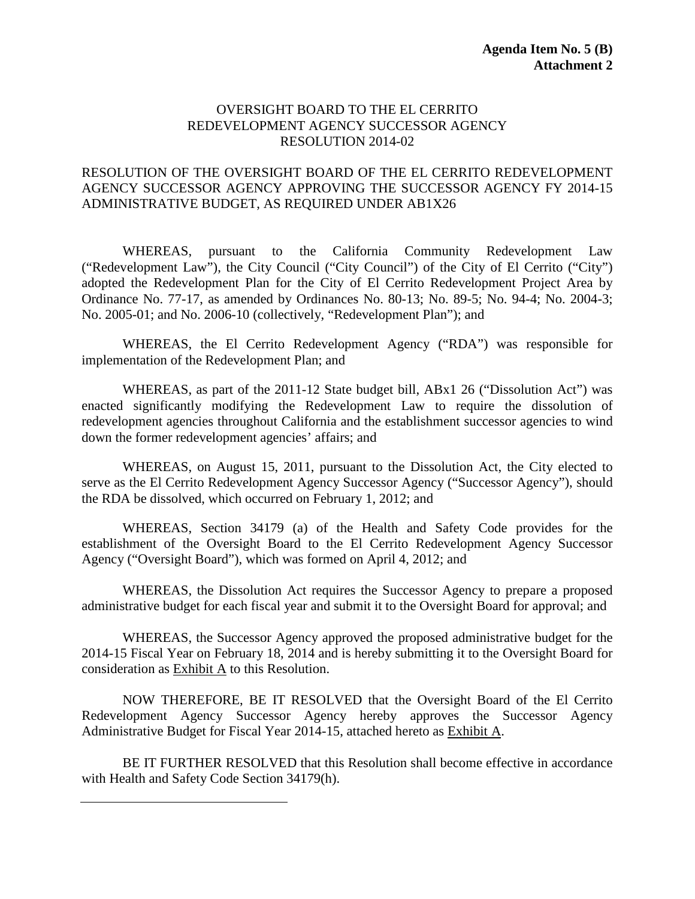**Agenda Item No. 5 (B)**
**Attachment 2**

OVERSIGHT BOARD TO THE EL CERRITO
REDEVELOPMENT AGENCY SUCCESSOR AGENCY
RESOLUTION 2014-02

RESOLUTION OF THE OVERSIGHT BOARD OF THE EL CERRITO REDEVELOPMENT AGENCY SUCCESSOR AGENCY APPROVING THE SUCCESSOR AGENCY FY 2014-15 ADMINISTRATIVE BUDGET, AS REQUIRED UNDER AB1X26

WHEREAS, pursuant to the California Community Redevelopment Law ("Redevelopment Law"), the City Council ("City Council") of the City of El Cerrito ("City") adopted the Redevelopment Plan for the City of El Cerrito Redevelopment Project Area by Ordinance No. 77-17, as amended by Ordinances No. 80-13; No. 89-5; No. 94-4; No. 2004-3; No. 2005-01; and No. 2006-10 (collectively, "Redevelopment Plan"); and

WHEREAS, the El Cerrito Redevelopment Agency ("RDA") was responsible for implementation of the Redevelopment Plan; and

WHEREAS, as part of the 2011-12 State budget bill, ABx1 26 ("Dissolution Act") was enacted significantly modifying the Redevelopment Law to require the dissolution of redevelopment agencies throughout California and the establishment successor agencies to wind down the former redevelopment agencies' affairs; and

WHEREAS, on August 15, 2011, pursuant to the Dissolution Act, the City elected to serve as the El Cerrito Redevelopment Agency Successor Agency ("Successor Agency"), should the RDA be dissolved, which occurred on February 1, 2012; and

WHEREAS, Section 34179 (a) of the Health and Safety Code provides for the establishment of the Oversight Board to the El Cerrito Redevelopment Agency Successor Agency ("Oversight Board"), which was formed on April 4, 2012; and

WHEREAS, the Dissolution Act requires the Successor Agency to prepare a proposed administrative budget for each fiscal year and submit it to the Oversight Board for approval; and

WHEREAS, the Successor Agency approved the proposed administrative budget for the 2014-15 Fiscal Year on February 18, 2014 and is hereby submitting it to the Oversight Board for consideration as Exhibit A to this Resolution.

NOW THEREFORE, BE IT RESOLVED that the Oversight Board of the El Cerrito Redevelopment Agency Successor Agency hereby approves the Successor Agency Administrative Budget for Fiscal Year 2014-15, attached hereto as Exhibit A.

BE IT FURTHER RESOLVED that this Resolution shall become effective in accordance with Health and Safety Code Section 34179(h).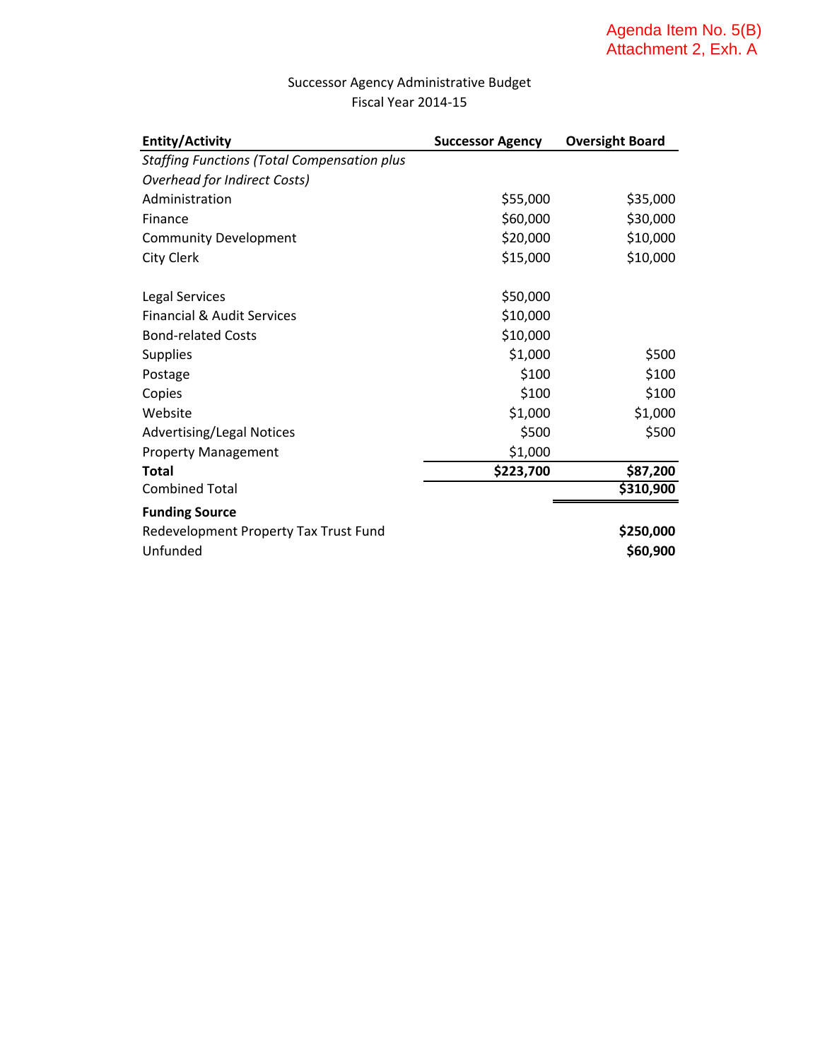Agenda Item No. 5(B)
Attachment 2, Exh. A

Successor Agency Administrative Budget
Fiscal Year 2014-15

| **Entity/Activity** | **Successor Agency** | **Oversight Board** |
|---|---|---|
| *Staffing Functions (Total Compensation plus Overhead for Indirect Costs)* | | |
| Administration | $55,000 | $35,000 |
| Finance | $60,000 | $30,000 |
| Community Development | $20,000 | $10,000 |
| City Clerk | $15,000 | $10,000 |
| | | |
| Legal Services | $50,000 | |
| Financial & Audit Services | $10,000 | |
| Bond-related Costs | $10,000 | |
| Supplies | $1,000 | $500 |
| Postage | $100 | $100 |
| Copies | $100 | $100 |
| Website | $1,000 | $1,000 |
| Advertising/Legal Notices | $500 | $500 |
| Property Management | $1,000 | |
| **Total** | **$223,700** | **$87,200** |
| Combined Total | | **$310,900** |
| **Funding Source** | | |
| Redevelopment Property Tax Trust Fund | | **$250,000** |
| Unfunded | | **$60,900** |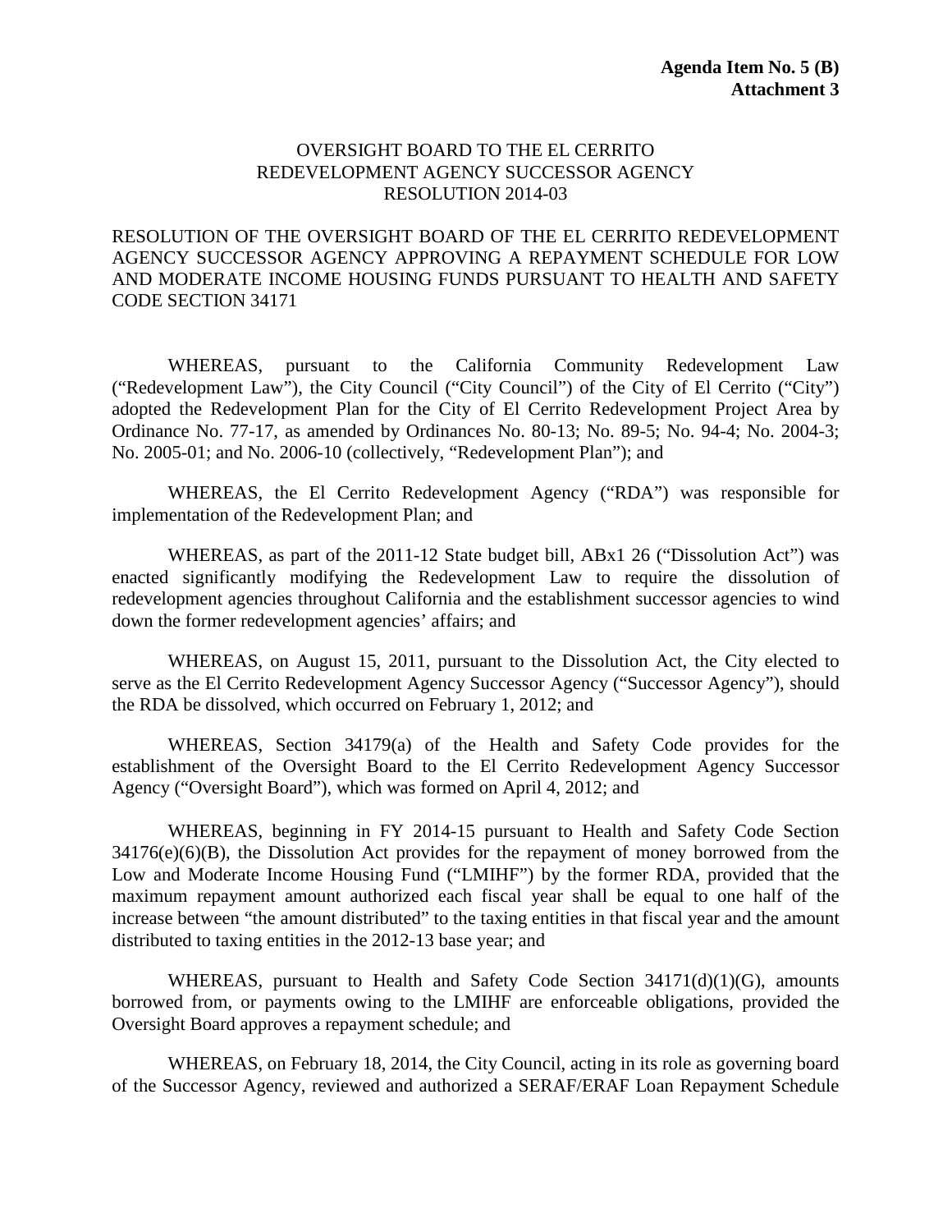**Agenda Item No. 5 (B)**
**Attachment 3**

OVERSIGHT BOARD TO THE EL CERRITO
REDEVELOPMENT AGENCY SUCCESSOR AGENCY
RESOLUTION 2014-03

RESOLUTION OF THE OVERSIGHT BOARD OF THE EL CERRITO REDEVELOPMENT AGENCY SUCCESSOR AGENCY APPROVING A REPAYMENT SCHEDULE FOR LOW AND MODERATE INCOME HOUSING FUNDS PURSUANT TO HEALTH AND SAFETY CODE SECTION 34171

WHEREAS, pursuant to the California Community Redevelopment Law ("Redevelopment Law"), the City Council ("City Council") of the City of El Cerrito ("City") adopted the Redevelopment Plan for the City of El Cerrito Redevelopment Project Area by Ordinance No. 77-17, as amended by Ordinances No. 80-13; No. 89-5; No. 94-4; No. 2004-3; No. 2005-01; and No. 2006-10 (collectively, "Redevelopment Plan"); and

WHEREAS, the El Cerrito Redevelopment Agency ("RDA") was responsible for implementation of the Redevelopment Plan; and

WHEREAS, as part of the 2011-12 State budget bill, ABx1 26 ("Dissolution Act") was enacted significantly modifying the Redevelopment Law to require the dissolution of redevelopment agencies throughout California and the establishment successor agencies to wind down the former redevelopment agencies' affairs; and

WHEREAS, on August 15, 2011, pursuant to the Dissolution Act, the City elected to serve as the El Cerrito Redevelopment Agency Successor Agency ("Successor Agency"), should the RDA be dissolved, which occurred on February 1, 2012; and

WHEREAS, Section 34179(a) of the Health and Safety Code provides for the establishment of the Oversight Board to the El Cerrito Redevelopment Agency Successor Agency ("Oversight Board"), which was formed on April 4, 2012; and

WHEREAS, beginning in FY 2014-15 pursuant to Health and Safety Code Section 34176(e)(6)(B), the Dissolution Act provides for the repayment of money borrowed from the Low and Moderate Income Housing Fund ("LMIHF") by the former RDA, provided that the maximum repayment amount authorized each fiscal year shall be equal to one half of the increase between "the amount distributed" to the taxing entities in that fiscal year and the amount distributed to taxing entities in the 2012-13 base year; and

WHEREAS, pursuant to Health and Safety Code Section 34171(d)(1)(G), amounts borrowed from, or payments owing to the LMIHF are enforceable obligations, provided the Oversight Board approves a repayment schedule; and

WHEREAS, on February 18, 2014, the City Council, acting in its role as governing board of the Successor Agency, reviewed and authorized a SERAF/ERAF Loan Repayment Schedule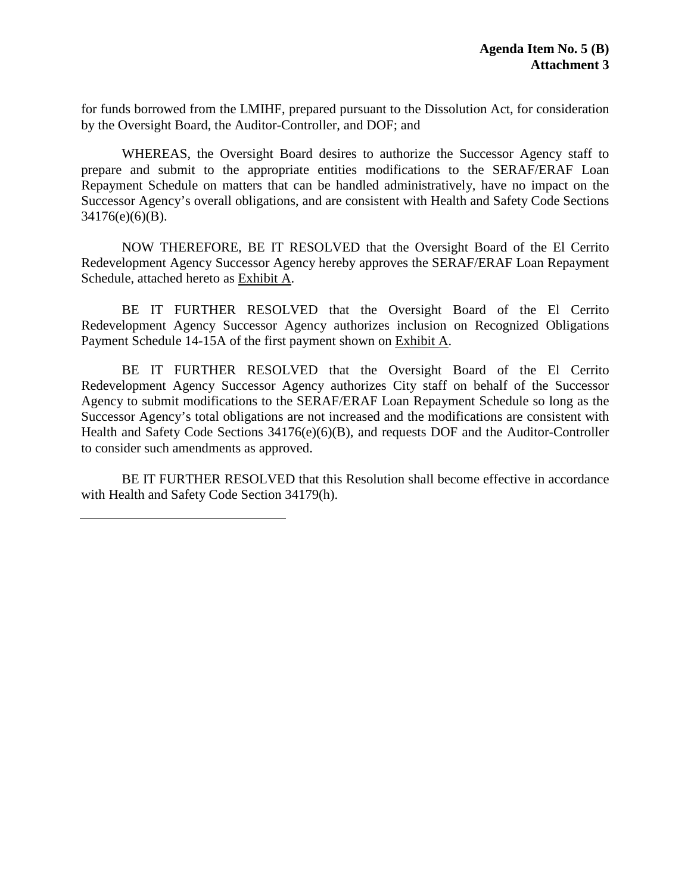**Agenda Item No. 5 (B)**
**Attachment 3**

for funds borrowed from the LMIHF, prepared pursuant to the Dissolution Act, for consideration by the Oversight Board, the Auditor-Controller, and DOF; and

WHEREAS, the Oversight Board desires to authorize the Successor Agency staff to prepare and submit to the appropriate entities modifications to the SERAF/ERAF Loan Repayment Schedule on matters that can be handled administratively, have no impact on the Successor Agency's overall obligations, and are consistent with Health and Safety Code Sections 34176(e)(6)(B).

NOW THEREFORE, BE IT RESOLVED that the Oversight Board of the El Cerrito Redevelopment Agency Successor Agency hereby approves the SERAF/ERAF Loan Repayment Schedule, attached hereto as Exhibit A.

BE IT FURTHER RESOLVED that the Oversight Board of the El Cerrito Redevelopment Agency Successor Agency authorizes inclusion on Recognized Obligations Payment Schedule 14-15A of the first payment shown on Exhibit A.

BE IT FURTHER RESOLVED that the Oversight Board of the El Cerrito Redevelopment Agency Successor Agency authorizes City staff on behalf of the Successor Agency to submit modifications to the SERAF/ERAF Loan Repayment Schedule so long as the Successor Agency's total obligations are not increased and the modifications are consistent with Health and Safety Code Sections 34176(e)(6)(B), and requests DOF and the Auditor-Controller to consider such amendments as approved.

BE IT FURTHER RESOLVED that this Resolution shall become effective in accordance with Health and Safety Code Section 34179(h).

---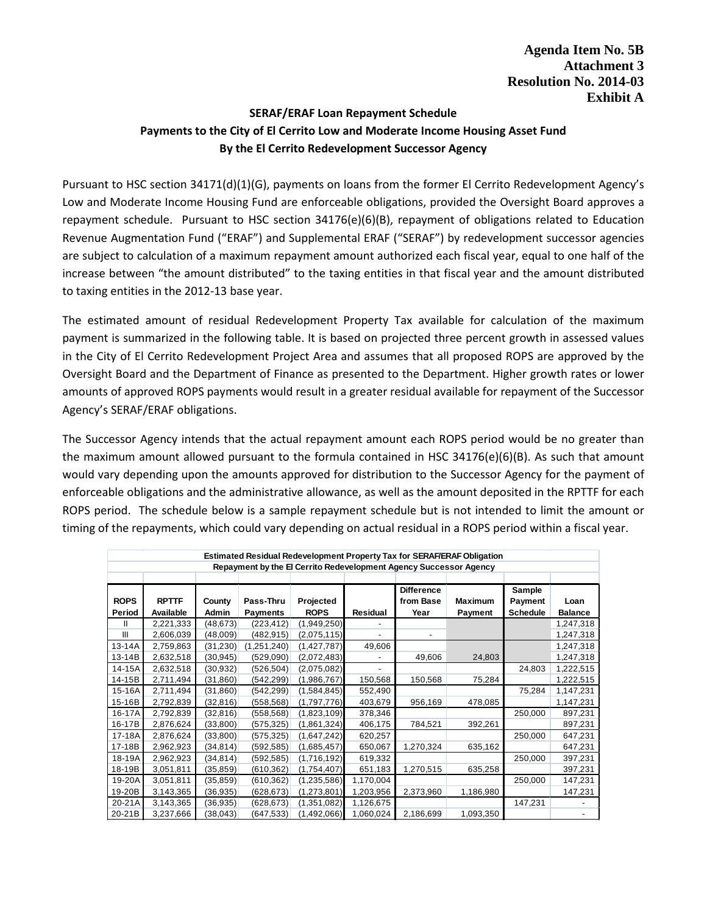**Agenda Item No. 5B**
**Attachment 3**
**Resolution No. 2014-03**
**Exhibit A**

## SERAF/ERAF Loan Repayment Schedule
## Payments to the City of El Cerrito Low and Moderate Income Housing Asset Fund
## By the El Cerrito Redevelopment Successor Agency

Pursuant to HSC section 34171(d)(1)(G), payments on loans from the former El Cerrito Redevelopment Agency's Low and Moderate Income Housing Fund are enforceable obligations, provided the Oversight Board approves a repayment schedule. Pursuant to HSC section 34176(e)(6)(B), repayment of obligations related to Education Revenue Augmentation Fund ("ERAF") and Supplemental ERAF ("SERAF") by redevelopment successor agencies are subject to calculation of a maximum repayment amount authorized each fiscal year, equal to one half of the increase between "the amount distributed" to the taxing entities in that fiscal year and the amount distributed to taxing entities in the 2012-13 base year.

The estimated amount of residual Redevelopment Property Tax available for calculation of the maximum payment is summarized in the following table. It is based on projected three percent growth in assessed values in the City of El Cerrito Redevelopment Project Area and assumes that all proposed ROPS are approved by the Oversight Board and the Department of Finance as presented to the Department. Higher growth rates or lower amounts of approved ROPS payments would result in a greater residual available for repayment of the Successor Agency's SERAF/ERAF obligations.

The Successor Agency intends that the actual repayment amount each ROPS period would be no greater than the maximum amount allowed pursuant to the formula contained in HSC 34176(e)(6)(B). As such that amount would vary depending upon the amounts approved for distribution to the Successor Agency for the payment of enforceable obligations and the administrative allowance, as well as the amount deposited in the RPTTF for each ROPS period. The schedule below is a sample repayment schedule but is not intended to limit the amount or timing of the repayments, which could vary depending on actual residual in a ROPS period within a fiscal year.

**Estimated Residual Redevelopment Property Tax for SERAF/ERAF Obligation**
**Repayment by the El Cerrito Redevelopment Agency Successor Agency**

| ROPS Period | RPTTF Available | County Admin | Pass-Thru Payments | Projected ROPS | Residual | Difference from Base Year | Maximum Payment | Sample Payment Schedule | Loan Balance |
|---|---|---|---|---|---|---|---|---|---|
| II | 2,221,333 | (48,673) | (223,412) | (1,949,250) | - | | | | 1,247,318 |
| III | 2,606,039 | (48,009) | (482,915) | (2,075,115) | - | - | | | 1,247,318 |
| 13-14A | 2,759,863 | (31,230) | (1,251,240) | (1,427,787) | 49,606 | | | | 1,247,318 |
| 13-14B | 2,632,518 | (30,945) | (529,090) | (2,072,483) | - | 49,606 | 24,803 | | 1,247,318 |
| 14-15A | 2,632,518 | (30,932) | (526,504) | (2,075,082) | - | | | 24,803 | 1,222,515 |
| 14-15B | 2,711,494 | (31,860) | (542,299) | (1,986,767) | 150,568 | 150,568 | 75,284 | | 1,222,515 |
| 15-16A | 2,711,494 | (31,860) | (542,299) | (1,584,845) | 552,490 | | | 75,284 | 1,147,231 |
| 15-16B | 2,792,839 | (32,816) | (558,568) | (1,797,776) | 403,679 | 956,169 | 478,085 | | 1,147,231 |
| 16-17A | 2,792,839 | (32,816) | (558,568) | (1,823,109) | 378,346 | | | 250,000 | 897,231 |
| 16-17B | 2,876,624 | (33,800) | (575,325) | (1,861,324) | 406,175 | 784,521 | 392,261 | | 897,231 |
| 17-18A | 2,876,624 | (33,800) | (575,325) | (1,647,242) | 620,257 | | | 250,000 | 647,231 |
| 17-18B | 2,962,923 | (34,814) | (592,585) | (1,685,457) | 650,067 | 1,270,324 | 635,162 | | 647,231 |
| 18-19A | 2,962,923 | (34,814) | (592,585) | (1,716,192) | 619,332 | | | 250,000 | 397,231 |
| 18-19B | 3,051,811 | (35,859) | (610,362) | (1,754,407) | 651,183 | 1,270,515 | 635,258 | | 397,231 |
| 19-20A | 3,051,811 | (35,859) | (610,362) | (1,235,586) | 1,170,004 | | | 250,000 | 147,231 |
| 19-20B | 3,143,365 | (36,935) | (628,673) | (1,273,801) | 1,203,956 | 2,373,960 | 1,186,980 | | 147,231 |
| 20-21A | 3,143,365 | (36,935) | (628,673) | (1,351,082) | 1,126,675 | | | 147,231 | - |
| 20-21B | 3,237,666 | (38,043) | (647,533) | (1,492,066) | 1,060,024 | 2,186,699 | 1,093,350 | | - |